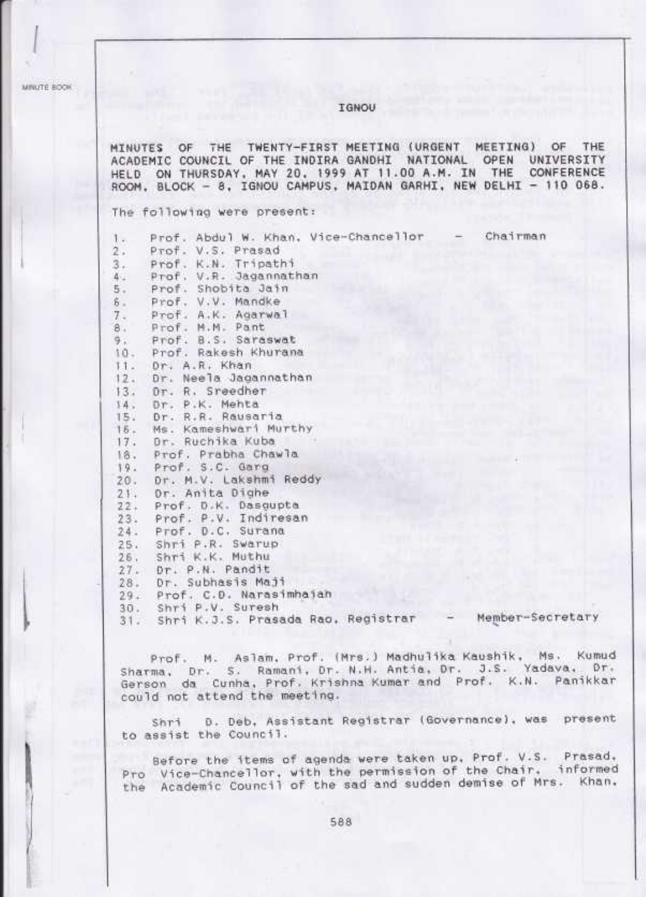# IGNOU

MINUTES OF THE TWENTY-FIRST MEETING (URGENT MEETING) OF THE ACADEMIC COUNCIL OF THE INDIRA GANDHI NATIONAL OPEN UNIVERSITY HELD ON THURSDAY, MAY 20, 1999 AT 11.00 A.M. IN THE CONFERENCE ROOM, BLOCK - 8, IGNOU CAMPUS, MAIDAN GARHI, NEW DELHI - 110 068.

The following were present:

1. Prof. Abdul W. Khan, Vice-Chancellor - Chairman
2. Prof. V.S. Prasad
3. Prof. K.N. Tripathi
4. Prof. V.R. Jagannathan
5. Prof. Shobita Jain
6. Prof. V.V. Mandke
7. Prof. A.K. Agarwal
8. Prof. M.M. Pant
9. Prof. B.S. Saraswat
10. Prof. Rakesh Khurana
11. Dr. A.R. Khan
12. Dr. Neela Jagannathan
13. Dr. R. Sreedher
14. Dr. P.K. Mehta
15. Dr. R.R. Rausaria
16. Ms. Kameshwari Murthy
17. Dr. Ruchika Kuba
18. Prof. Prabha Chawla
19. Prof. S.C. Garg
20. Dr. M.V. Lakshmi Reddy
21. Dr. Anita Dighe
22. Prof. D.K. Dasgupta
23. Prof. P.V. Indiresan
24. Prof. D.C. Surana
25. Shri P.R. Swarup
26. Shri K.K. Muthu
27. Dr. P.N. Pandit
28. Dr. Subhasis Maji
29. Prof. C.D. Narasimhaiah
30. Shri P.V. Suresh
31. Shri K.J.S. Prasada Rao, Registrar - Member-Secretary

Prof. M. Aslam, Prof. (Mrs.) Madhulika Kaushik, Ms. Kumud Sharma, Dr. S. Ramani, Dr. N.H. Antia, Dr. J.S. Yadava, Dr. Gerson da Cunha, Prof. Krishna Kumar and Prof. K.N. Panikkar could not attend the meeting.

Shri D. Deb, Assistant Registrar (Governance), was present to assist the Council.

Before the items of agenda were taken up, Prof. V.S. Prasad, Pro Vice-Chancellor, with the permission of the Chair, informed the Academic Council of the sad and sudden demise of Mrs. Khan,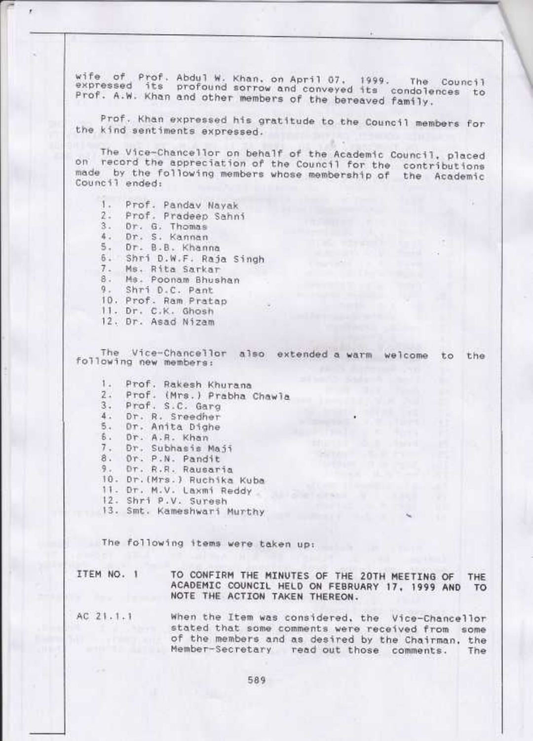wife of Prof. Abdul W. Khan, on April 07, 1999. The Council expressed its profound sorrow and conveyed its condolences to Prof. A.W. Khan and other members of the bereaved family.

Prof. Khan expressed his gratitude to the Council members for the kind sentiments expressed.

The Vice-Chancellor on behalf of the Academic Council, placed on record the appreciation of the Council for the contributions made by the following members whose membership of the Academic Council ended:

1. Prof. Pandav Nayak
2. Prof. Pradeep Sahni
3. Dr. G. Thomas
4. Dr. S. Kannan
5. Dr. B.B. Khanna
6. Shri D.W.F. Raja Singh
7. Ms. Rita Sarkar
8. Ms. Poonam Bhushan
9. Shri D.C. Pant
10. Prof. Ram Pratap
11. Dr. C.K. Ghosh
12. Dr. Asad Nizam

The Vice-Chancellor also extended a warm welcome to the following new members:

1. Prof. Rakesh Khurana
2. Prof. (Mrs.) Prabha Chawla
3. Prof. S.C. Garg
4. Dr. R. Sreedher
5. Dr. Anita Dighe
6. Dr. A.R. Khan
7. Dr. Subhasis Maji
8. Dr. P.N. Pandit
9. Dr. R.R. Rausaria
10. Dr. (Mrs.) Ruchika Kuba
11. Dr. M.V. Laxmi Reddy
12. Shri P.V. Suresh
13. Smt. Kameshwari Murthy

The following items were taken up:

**ITEM NO. 1** TO CONFIRM THE MINUTES OF THE 20TH MEETING OF THE ACADEMIC COUNCIL HELD ON FEBRUARY 17, 1999 AND TO NOTE THE ACTION TAKEN THEREON.

AC 21.1.1 When the Item was considered, the Vice-Chancellor stated that some comments were received from some of the members and as desired by the Chairman, the Member-Secretary read out those comments. The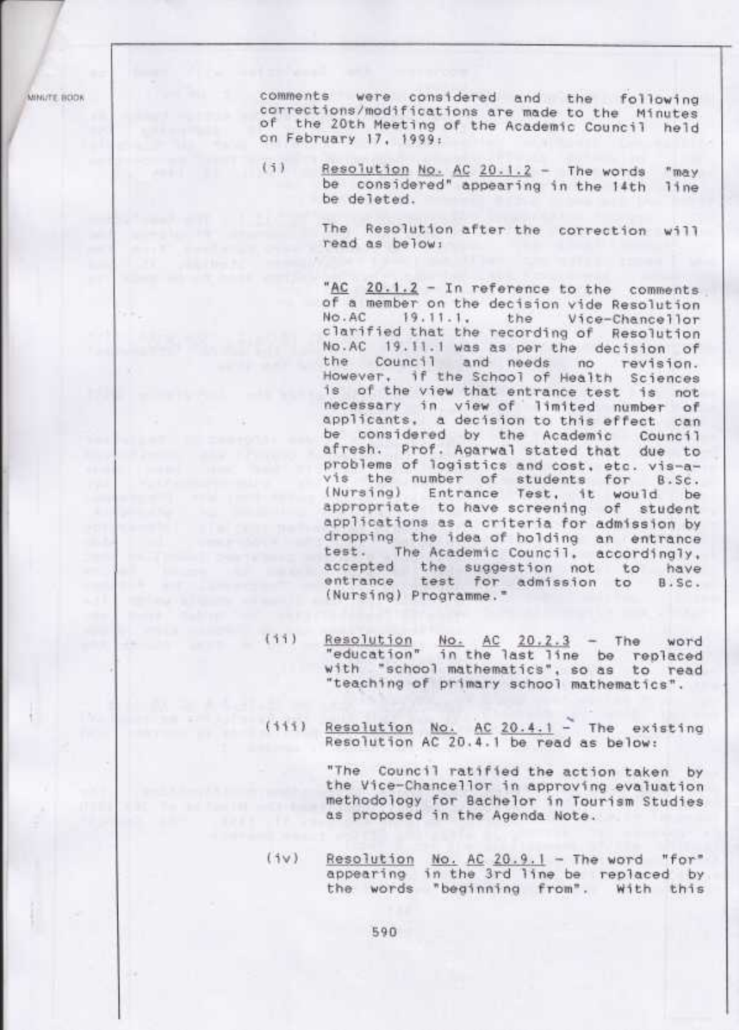comments were considered and the following corrections/modifications are made to the Minutes of the 20th Meeting of the Academic Council held on February 17, 1999:

(i) Resolution No. AC 20.1.2 - The words "may be considered" appearing in the 14th line be deleted.

The Resolution after the correction will read as below:

"AC 20.1.2 - In reference to the comments of a member on the decision vide Resolution No.AC 19.11.1, the Vice-Chancellor clarified that the recording of Resolution No.AC 19.11.1 was as per the decision of the Council and needs no revision. However, if the School of Health Sciences is of the view that entrance test is not necessary in view of limited number of applicants, a decision to this effect can be considered by the Academic Council afresh. Prof. Agarwal stated that due to problems of logistics and cost, etc. vis-a-vis the number of students for B.Sc. (Nursing) Entrance Test, it would be appropriate to have screening of student applications as a criteria for admission by dropping the idea of holding an entrance test. The Academic Council, accordingly, accepted the suggestion not to have entrance test for admission to B.Sc. (Nursing) Programme."

(ii) Resolution No. AC 20.2.3 - The word "education" in the last line be replaced with "school mathematics", so as to read "teaching of primary school mathematics".

(iii) Resolution No. AC 20.4.1 - The existing Resolution AC 20.4.1 be read as below:

"The Council ratified the action taken by the Vice-Chancellor in approving evaluation methodology for Bachelor in Tourism Studies as proposed in the Agenda Note.

(iv) Resolution No. AC 20.9.1 - The word "for" appearing in the 3rd line be replaced by the words "beginning from". With this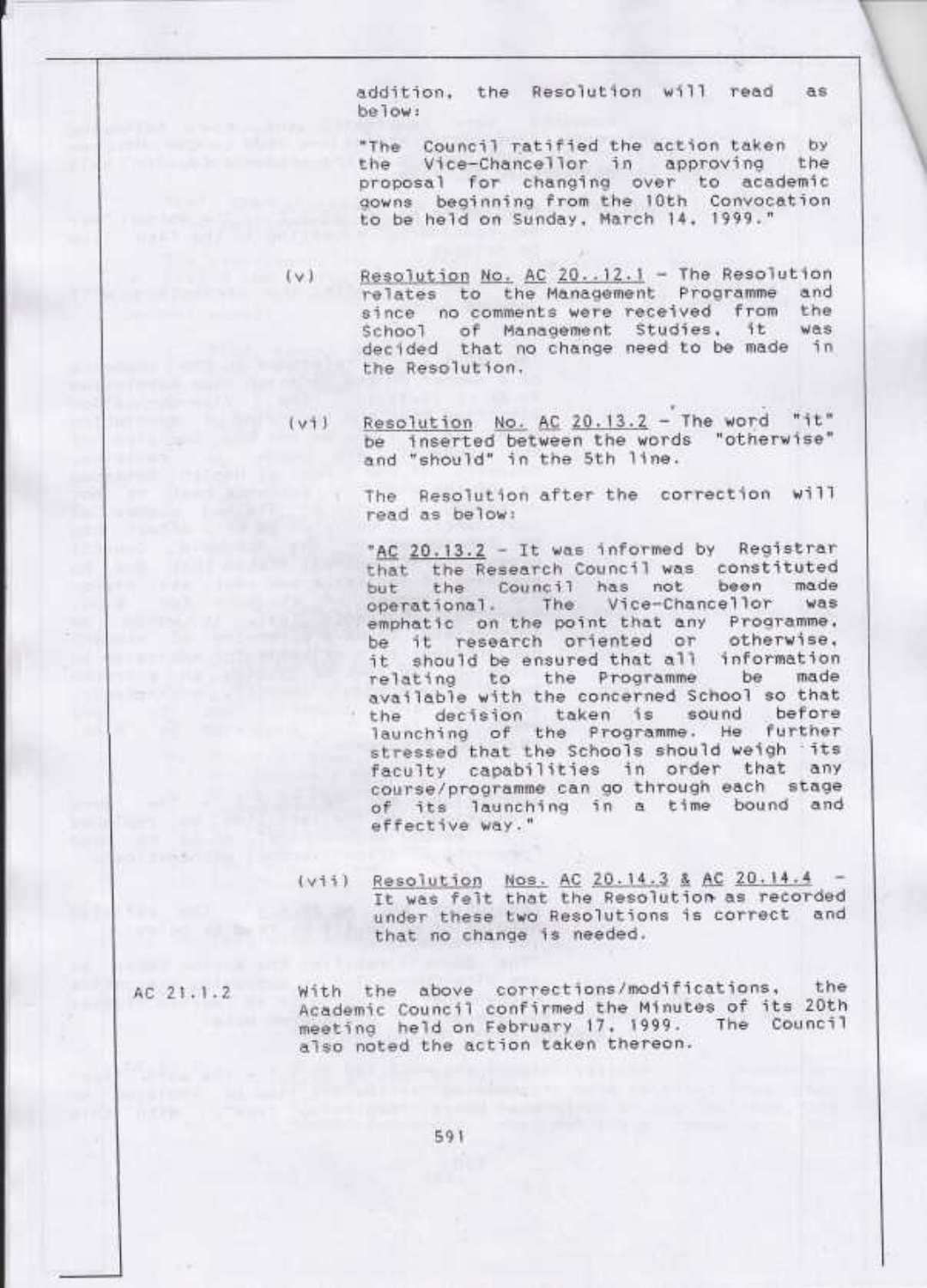addition, the Resolution will read as below:

"The Council ratified the action taken by the Vice-Chancellor in approving the proposal for changing over to academic gowns beginning from the 10th Convocation to be held on Sunday, March 14, 1999."

(v) Resolution No. AC 20..12.1 - The Resolution relates to the Management Programme and since no comments were received from the School of Management Studies, it was decided that no change need to be made in the Resolution.

(vi) Resolution No. AC 20.13.2 - The word "it" be inserted between the words "otherwise" and "should" in the 5th line.

The Resolution after the correction will read as below:

"AC 20.13.2 - It was informed by Registrar that the Research Council was constituted but the Council has not been made operational. The Vice-Chancellor was emphatic on the point that any Programme, be it research oriented or otherwise, it should be ensured that all information relating to the Programme be made available with the concerned School so that the decision taken is sound before launching of the Programme. He further stressed that the Schools should weigh its faculty capabilities in order that any course/programme can go through each stage of its launching in a time bound and effective way."

(vii) Resolution Nos. AC 20.14.3 & AC 20.14.4 - It was felt that the Resolution as recorded under these two Resolutions is correct and that no change is needed.

AC 21.1.2 With the above corrections/modifications, the Academic Council confirmed the Minutes of its 20th meeting held on February 17, 1999. The Council also noted the action taken thereon.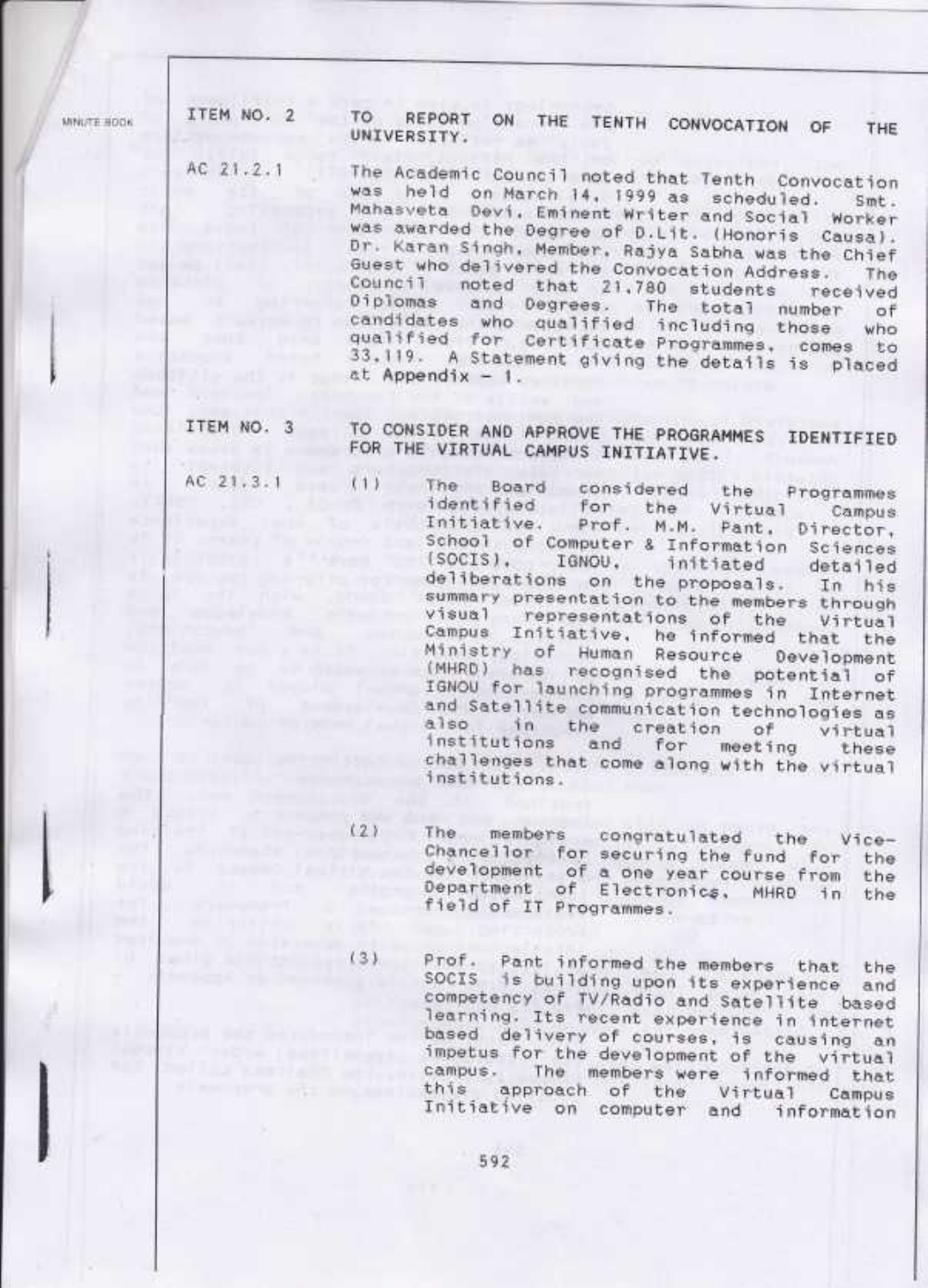**ITEM NO. 2** — **TO REPORT ON THE TENTH CONVOCATION OF THE UNIVERSITY.**

**AC 21.2.1** The Academic Council noted that Tenth Convocation was held on March 14, 1999 as scheduled. Smt. Mahasveta Devi, Eminent Writer and Social Worker was awarded the Degree of D.Lit. (Honoris Causa). Dr. Karan Singh, Member, Rajya Sabha was the Chief Guest who delivered the Convocation Address. The Council noted that 21,780 students received Diplomas and Degrees. The total number of candidates who qualified including those who qualified for Certificate Programmes, comes to 33,119. A Statement giving the details is placed at Appendix – 1.

**ITEM NO. 3** — **TO CONSIDER AND APPROVE THE PROGRAMMES IDENTIFIED FOR THE VIRTUAL CAMPUS INITIATIVE.**

**AC 21.3.1**

(1) The Board considered the Programmes identified for the Virtual Campus Initiative. Prof. M.M. Pant, Director, School of Computer & Information Sciences (SOCIS), IGNOU, initiated detailed deliberations on the proposals. In his summary presentation to the members through visual representations of the Virtual Campus Initiative, he informed that the Ministry of Human Resource Development (MHRD) has recognised the potential of IGNOU for launching programmes in Internet and Satellite communication technologies as also in the creation of virtual institutions and for meeting these challenges that come along with the virtual institutions.

(2) The members congratulated the Vice-Chancellor for securing the fund for the development of a one year course from the Department of Electronics, MHRD in the field of IT Programmes.

(3) Prof. Pant informed the members that the SOCIS is building upon its experience and competency of TV/Radio and Satellite based learning. Its recent experience in internet based delivery of courses, is causing an impetus for the development of the virtual campus. The members were informed that this approach of the Virtual Campus Initiative on computer and information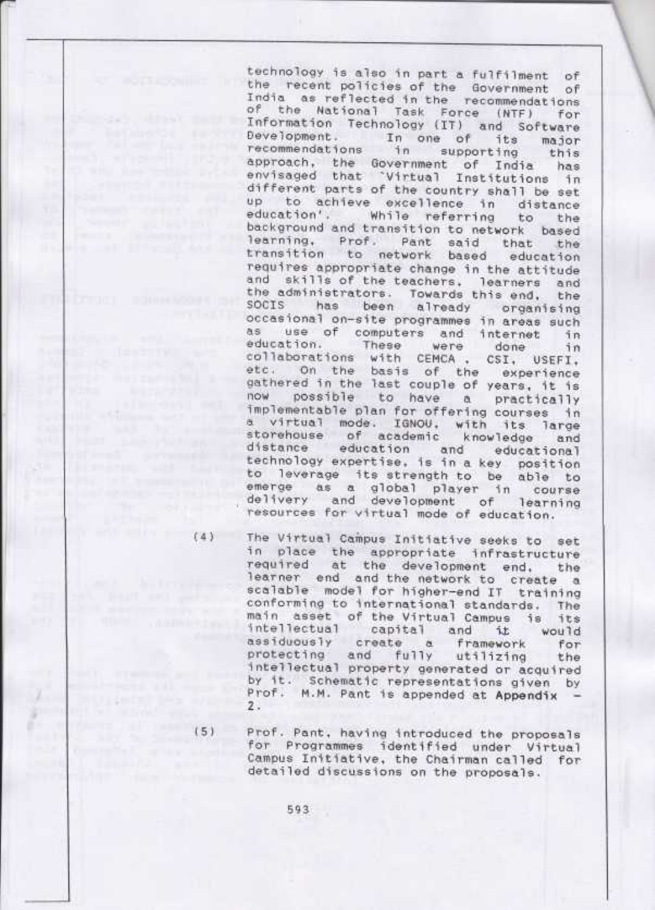technology is also in part a fulfilment of the recent policies of the Government of India as reflected in the recommendations of the National Task Force (NTF) for Information Technology (IT) and Software Development. In one of its major recommendations in supporting this approach, the Government of India has envisaged that 'Virtual Institutions in different parts of the country shall be set up to achieve excellence in distance education'. While referring to the background and transition to network based learning, Prof. Pant said that the transition to network based education requires appropriate change in the attitude and skills of the teachers, learners and the administrators. Towards this end, the SOCIS has been already organising occasional on-site programmes in areas such as use of computers and internet in education. These were done in collaborations with CEMCA, CSI, USEFI, etc. On the basis of the experience gathered in the last couple of years, it is now possible to have a practically implementable plan for offering courses in a virtual mode. IGNOU, with its large storehouse of academic knowledge and distance education and educational technology expertise, is in a key position to leverage its strength to be able to emerge as a global player in course delivery and development of learning resources for virtual mode of education.

(4) The Virtual Campus Initiative seeks to set in place the appropriate infrastructure required at the development end, the learner end and the network to create a scalable model for higher-end IT training conforming to international standards. The main asset of the Virtual Campus is its intellectual capital and it would assiduously create a framework for protecting and fully utilizing the intellectual property generated or acquired by it. Schematic representations given by Prof. M.M. Pant is appended at Appendix - 2.

(5) Prof. Pant, having introduced the proposals for Programmes identified under Virtual Campus Initiative, the Chairman called for detailed discussions on the proposals.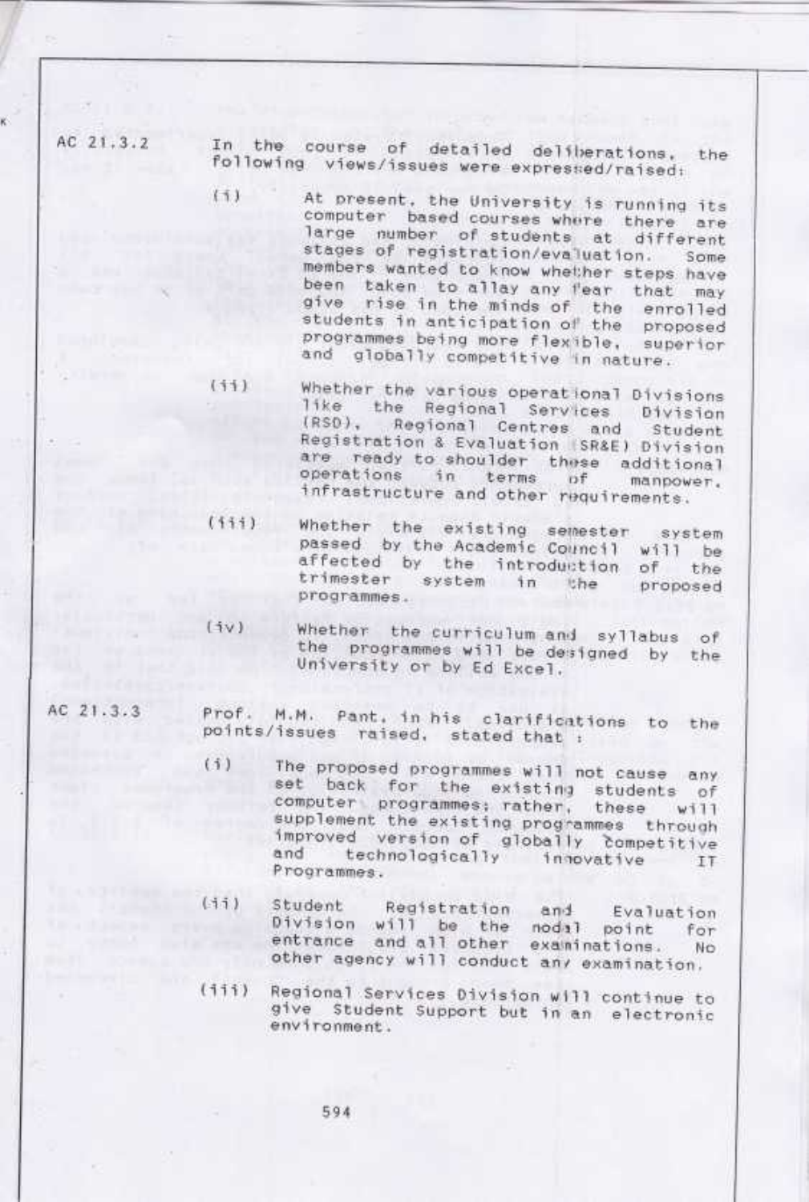**AC 21.3.2** In the course of detailed deliberations, the following views/issues were expressed/raised:

(i) At present, the University is running its computer based courses where there are large number of students at different stages of registration/evaluation. Some members wanted to know whether steps have been taken to allay any fear that may give rise in the minds of the enrolled students in anticipation of the proposed programmes being more flexible, superior and globally competitive in nature.

(ii) Whether the various operational Divisions like the Regional Services Division (RSD), Regional Centres and Student Registration & Evaluation (SR&E) Division are ready to shoulder these additional operations in terms of manpower, infrastructure and other requirements.

(iii) Whether the existing semester system passed by the Academic Council will be affected by the introduction of the trimester system in the proposed programmes.

(iv) Whether the curriculum and syllabus of the programmes will be designed by the University or by Ed Excel.

**AC 21.3.3** Prof. M.M. Pant, in his clarifications to the points/issues raised, stated that :

(i) The proposed programmes will not cause any set back for the existing students of computer programmes; rather, these will supplement the existing programmes through improved version of globally competitive and technologically innovative IT Programmes.

(ii) Student Registration and Evaluation Division will be the nodal point for entrance and all other examinations. No other agency will conduct any examination.

(iii) Regional Services Division will continue to give Student Support but in an electronic environment.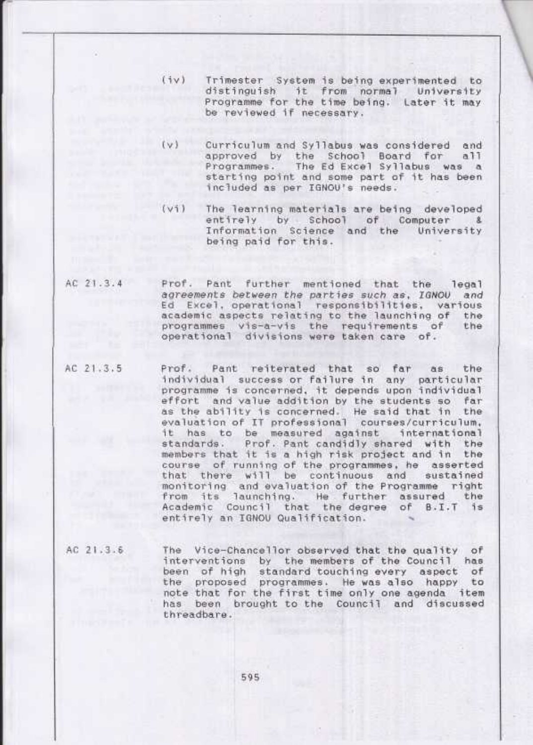(iv) Trimester System is being experimented to distinguish it from normal University Programme for the time being. Later it may be reviewed if necessary.

(v) Curriculum and Syllabus was considered and approved by the School Board for all Programmes. The Ed Excel Syllabus was a starting point and some part of it has been included as per IGNOU's needs.

(vi) The learning materials are being developed entirely by School of Computer & Information Science and the University being paid for this.

AC 21.3.4 Prof. Pant further mentioned that the legal *agreements between the parties such as, IGNOU and* Ed Excel, operational responsibilities, various academic aspects relating to the launching of the programmes vis-a-vis the requirements of the operational divisions were taken care of.

AC 21.3.5 Prof. Pant reiterated that so far as the individual success or failure in any particular programme is concerned, it depends upon individual effort and value addition by the students so far as the ability is concerned. He said that in the evaluation of IT professional courses/curriculum, it has to be measured against international standards. Prof. Pant candidly shared with the members that it is a high risk project and in the course of running of the programmes, he asserted that there will be continuous and sustained monitoring and evaluation of the Programme right from its launching. He further assured the Academic Council that the degree of B.I.T is entirely an IGNOU Qualification.

AC 21.3.6 The Vice-Chancellor observed that the quality of interventions by the members of the Council has been of high standard touching every aspect of the proposed programmes. He was also happy to note that for the first time only one agenda item has been brought to the Council and discussed threadbare.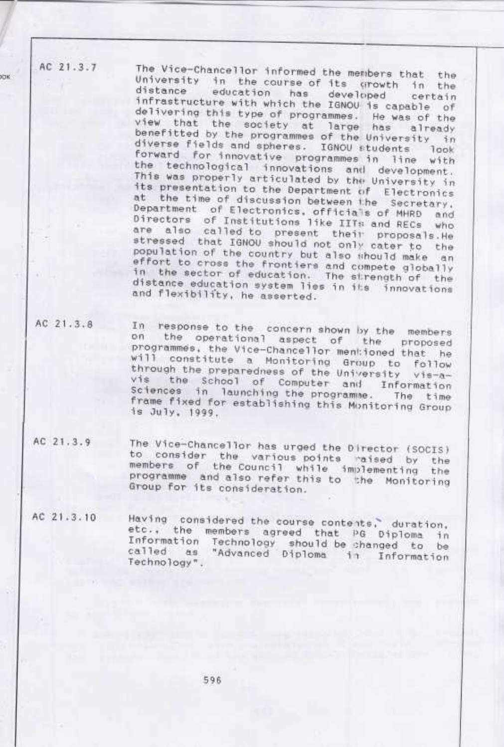AC 21.3.7 The Vice-Chancellor informed the members that the University in the course of its growth in the distance education has developed certain infrastructure with which the IGNOU is capable of delivering this type of programmes. He was of the view that the society at large has already benefitted by the programmes of the University in diverse fields and spheres. IGNOU students look forward for innovative programmes in line with the technological innovations and development. This was properly articulated by the University in its presentation to the Department of Electronics at the time of discussion between the Secretary, Department of Electronics, officials of MHRD and Directors of Institutions like IITs and RECs who are also called to present their proposals. He stressed that IGNOU should not only cater to the population of the country but also should make an effort to cross the frontiers and compete globally in the sector of education. The strength of the distance education system lies in its innovations and flexibility, he asserted.

AC 21.3.8 In response to the concern shown by the members on the operational aspect of the proposed programmes, the Vice-Chancellor mentioned that he will constitute a Monitoring Group to follow through the preparedness of the University vis-a-vis the School of Computer and Information Sciences in launching the programme. The time frame fixed for establishing this Monitoring Group is July, 1999.

AC 21.3.9 The Vice-Chancellor has urged the Director (SOCIS) to consider the various points raised by the members of the Council while implementing the programme and also refer this to the Monitoring Group for its consideration.

AC 21.3.10 Having considered the course contents, duration, etc., the members agreed that PG Diploma in Information Technology should be changed to be called as "Advanced Diploma in Information Technology".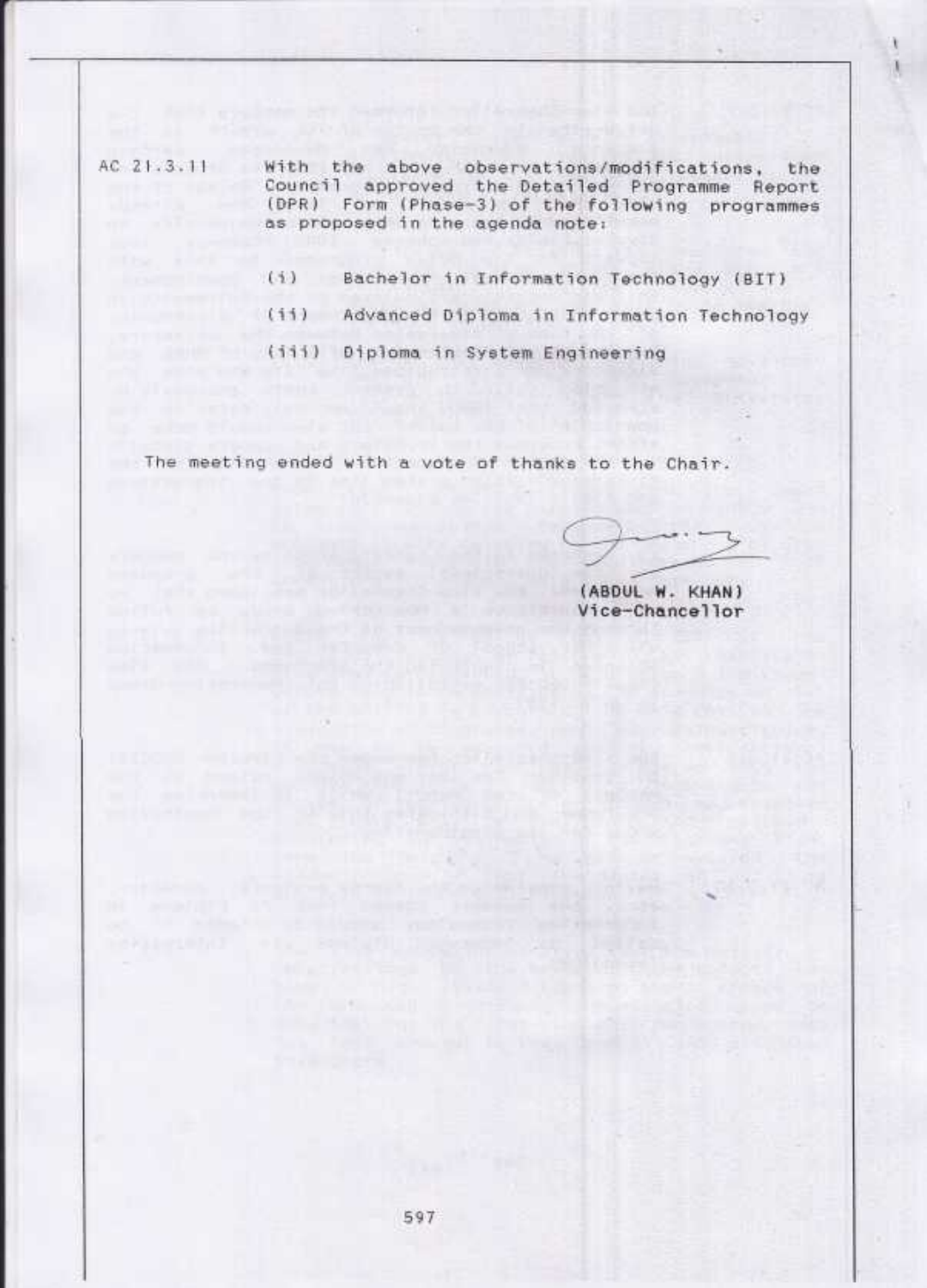AC 21.3.11 With the above observations/modifications, the Council approved the Detailed Programme Report (DPR) Form (Phase-3) of the following programmes as proposed in the agenda note:

(i) Bachelor in Information Technology (BIT)

(ii) Advanced Diploma in Information Technology

(iii) Diploma in System Engineering

The meeting ended with a vote of thanks to the Chair.

(ABDUL W. KHAN)
Vice-Chancellor